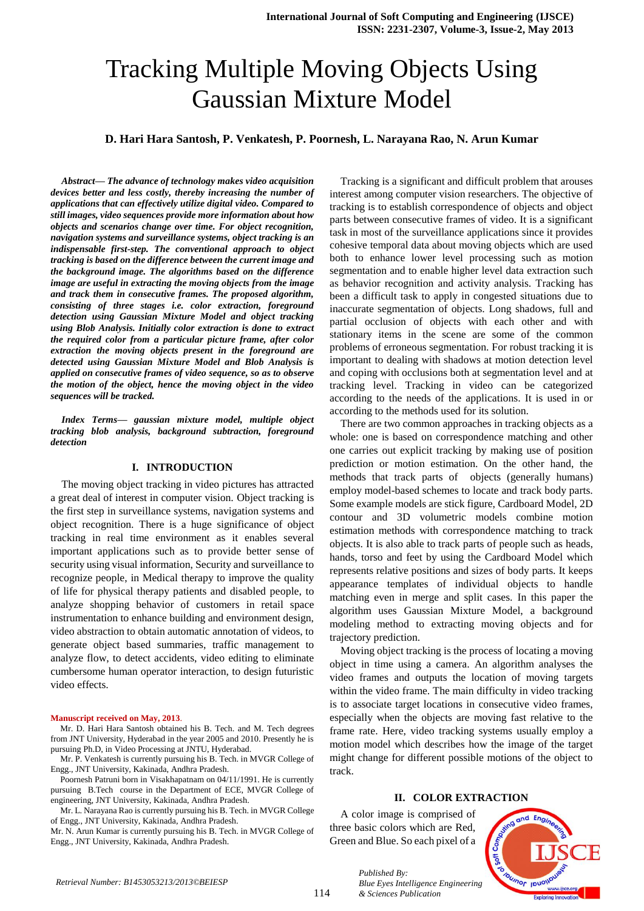# Tracking Multiple Moving Objects Using Gaussian Mixture Model

**D. Hari Hara Santosh, P. Venkatesh, P. Poornesh, L. Narayana Rao, N. Arun Kumar**

***Abstract— The advance of technology makes video acquisition devices better and less costly, thereby increasing the number of applications that can effectively utilize digital video. Compared to still images, video sequences provide more information about how objects and scenarios change over time. For object recognition, navigation systems and surveillance systems, object tracking is an indispensable first-step. The conventional approach to object tracking is based on the difference between the current image and the background image. The algorithms based on the difference image are useful in extracting the moving objects from the image and track them in consecutive frames. The proposed algorithm, consisting of three stages i.e. color extraction, foreground detection using Gaussian Mixture Model and object tracking using Blob Analysis. Initially color extraction is done to extract the required color from a particular picture frame, after color extraction the moving objects present in the foreground are detected using Gaussian Mixture Model and Blob Analysis is applied on consecutive frames of video sequence, so as to observe the motion of the object, hence the moving object in the video sequences will be tracked.***

***Index Terms— gaussian mixture model, multiple object tracking blob analysis, background subtraction, foreground detection***

## I. INTRODUCTION

The moving object tracking in video pictures has attracted a great deal of interest in computer vision. Object tracking is the first step in surveillance systems, navigation systems and object recognition. There is a huge significance of object tracking in real time environment as it enables several important applications such as to provide better sense of security using visual information, Security and surveillance to recognize people, in Medical therapy to improve the quality of life for physical therapy patients and disabled people, to analyze shopping behavior of customers in retail space instrumentation to enhance building and environment design, video abstraction to obtain automatic annotation of videos, to generate object based summaries, traffic management to analyze flow, to detect accidents, video editing to eliminate cumbersome human operator interaction, to design futuristic video effects.

**Manuscript received on May, 2013**.

Mr. D. Hari Hara Santosh obtained his B. Tech. and M. Tech degrees from JNT University, Hyderabad in the year 2005 and 2010. Presently he is pursuing Ph.D, in Video Processing at JNTU, Hyderabad.

Mr. P. Venkatesh is currently pursuing his B. Tech. in MVGR College of Engg., JNT University, Kakinada, Andhra Pradesh.

Poornesh Patruni born in Visakhapatnam on 04/11/1991. He is currently pursuing B.Tech course in the Department of ECE, MVGR College of engineering, JNT University, Kakinada, Andhra Pradesh.

Mr. L. Narayana Rao is currently pursuing his B. Tech. in MVGR College of Engg., JNT University, Kakinada, Andhra Pradesh.

Mr. N. Arun Kumar is currently pursuing his B. Tech. in MVGR College of Engg., JNT University, Kakinada, Andhra Pradesh.

Tracking is a significant and difficult problem that arouses interest among computer vision researchers. The objective of tracking is to establish correspondence of objects and object parts between consecutive frames of video. It is a significant task in most of the surveillance applications since it provides cohesive temporal data about moving objects which are used both to enhance lower level processing such as motion segmentation and to enable higher level data extraction such as behavior recognition and activity analysis. Tracking has been a difficult task to apply in congested situations due to inaccurate segmentation of objects. Long shadows, full and partial occlusion of objects with each other and with stationary items in the scene are some of the common problems of erroneous segmentation. For robust tracking it is important to dealing with shadows at motion detection level and coping with occlusions both at segmentation level and at tracking level. Tracking in video can be categorized according to the needs of the applications. It is used in or according to the methods used for its solution.

There are two common approaches in tracking objects as a whole: one is based on correspondence matching and other one carries out explicit tracking by making use of position prediction or motion estimation. On the other hand, the methods that track parts of objects (generally humans) employ model-based schemes to locate and track body parts. Some example models are stick figure, Cardboard Model, 2D contour and 3D volumetric models combine motion estimation methods with correspondence matching to track objects. It is also able to track parts of people such as heads, hands, torso and feet by using the Cardboard Model which represents relative positions and sizes of body parts. It keeps appearance templates of individual objects to handle matching even in merge and split cases. In this paper the algorithm uses Gaussian Mixture Model, a background modeling method to extracting moving objects and for trajectory prediction.

Moving object tracking is the process of locating a moving object in time using a camera. An algorithm analyses the video frames and outputs the location of moving targets within the video frame. The main difficulty in video tracking is to associate target locations in consecutive video frames, especially when the objects are moving fast relative to the frame rate. Here, video tracking systems usually employ a motion model which describes how the image of the target might change for different possible motions of the object to track.

## II. COLOR EXTRACTION

A color image is comprised of three basic colors which are Red, Green and Blue. So each pixel of a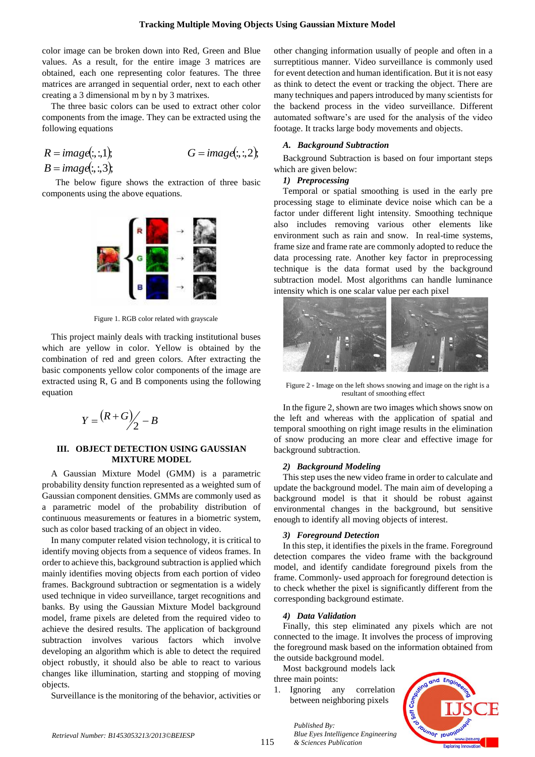color image can be broken down into Red, Green and Blue values. As a result, for the entire image 3 matrices are obtained, each one representing color features. The three matrices are arranged in sequential order, next to each other creating a 3 dimensional m by n by 3 matrixes.

The three basic colors can be used to extract other color components from the image. They can be extracted using the following equations

$$R = image(:,:,1); \qquad G = image(:,:,2);$$
$$B = image(:,:,3);$$

The below figure shows the extraction of three basic components using the above equations.

Figure 1. RGB color related with grayscale

This project mainly deals with tracking institutional buses which are yellow in color. Yellow is obtained by the combination of red and green colors. After extracting the basic components yellow color components of the image are extracted using R, G and B components using the following equation

$$Y = \frac{(R+G)}{2} - B$$

## III. OBJECT DETECTION USING GAUSSIAN MIXTURE MODEL

A Gaussian Mixture Model (GMM) is a parametric probability density function represented as a weighted sum of Gaussian component densities. GMMs are commonly used as a parametric model of the probability distribution of continuous measurements or features in a biometric system, such as color based tracking of an object in video.

In many computer related vision technology, it is critical to identify moving objects from a sequence of videos frames. In order to achieve this, background subtraction is applied which mainly identifies moving objects from each portion of video frames. Background subtraction or segmentation is a widely used technique in video surveillance, target recognitions and banks. By using the Gaussian Mixture Model background model, frame pixels are deleted from the required video to achieve the desired results. The application of background subtraction involves various factors which involve developing an algorithm which is able to detect the required object robustly, it should also be able to react to various changes like illumination, starting and stopping of moving objects.

Surveillance is the monitoring of the behavior, activities or other changing information usually of people and often in a surreptitious manner. Video surveillance is commonly used for event detection and human identification. But it is not easy as think to detect the event or tracking the object. There are many techniques and papers introduced by many scientists for the backend process in the video surveillance. Different automated software's are used for the analysis of the video footage. It tracks large body movements and objects.

### *A. Background Subtraction*

Background Subtraction is based on four important steps which are given below:

#### *1) Preprocessing*

Temporal or spatial smoothing is used in the early pre processing stage to eliminate device noise which can be a factor under different light intensity. Smoothing technique also includes removing various other elements like environment such as rain and snow. In real-time systems, frame size and frame rate are commonly adopted to reduce the data processing rate. Another key factor in preprocessing technique is the data format used by the background subtraction model. Most algorithms can handle luminance intensity which is one scalar value per each pixel

Figure 2 - Image on the left shows snowing and image on the right is a resultant of smoothing effect

In the figure 2, shown are two images which shows snow on the left and whereas with the application of spatial and temporal smoothing on right image results in the elimination of snow producing an more clear and effective image for background subtraction.

#### *2) Background Modeling*

This step uses the new video frame in order to calculate and update the background model. The main aim of developing a background model is that it should be robust against environmental changes in the background, but sensitive enough to identify all moving objects of interest.

#### *3) Foreground Detection*

In this step, it identifies the pixels in the frame. Foreground detection compares the video frame with the background model, and identify candidate foreground pixels from the frame. Commonly- used approach for foreground detection is to check whether the pixel is significantly different from the corresponding background estimate.

#### *4) Data Validation*

Finally, this step eliminated any pixels which are not connected to the image. It involves the process of improving the foreground mask based on the information obtained from the outside background model.

Most background models lack three main points:

1. Ignoring any correlation between neighboring pixels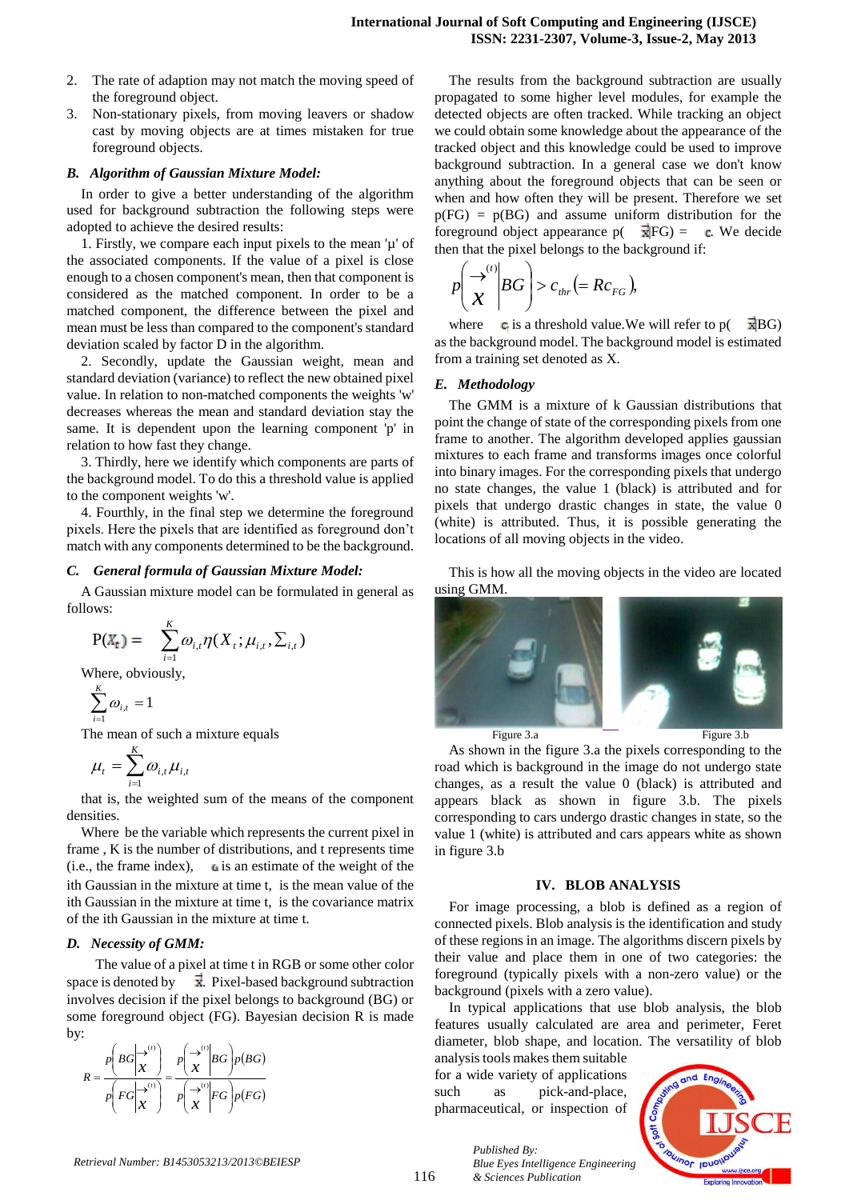2. The rate of adaption may not match the moving speed of the foreground object.
3. Non-stationary pixels, from moving leavers or shadow cast by moving objects are at times mistaken for true foreground objects.

### B. *Algorithm of Gaussian Mixture Model:*

In order to give a better understanding of the algorithm used for background subtraction the following steps were adopted to achieve the desired results:

1. Firstly, we compare each input pixels to the mean 'µ' of the associated components. If the value of a pixel is close enough to a chosen component's mean, then that component is considered as the matched component. In order to be a matched component, the difference between the pixel and mean must be less than compared to the component's standard deviation scaled by factor D in the algorithm.

2. Secondly, update the Gaussian weight, mean and standard deviation (variance) to reflect the new obtained pixel value. In relation to non-matched components the weights 'w' decreases whereas the mean and standard deviation stay the same. It is dependent upon the learning component 'p' in relation to how fast they change.

3. Thirdly, here we identify which components are parts of the background model. To do this a threshold value is applied to the component weights 'w'.

4. Fourthly, in the final step we determine the foreground pixels. Here the pixels that are identified as foreground don't match with any components determined to be the background.

### C. *General formula of Gaussian Mixture Model:*

A Gaussian mixture model can be formulated in general as follows:

$$P(X_t) = \sum_{i=1}^{K} \omega_{i,t} \eta(X_t; \mu_{i,t}, \Sigma_{i,t})$$

Where, obviously,

$$\sum_{i=1}^{K} \omega_{i,t} = 1$$

The mean of such a mixture equals

$$\mu_t = \sum_{i=1}^{K} \omega_{i,t} \mu_{i,t}$$

that is, the weighted sum of the means of the component densities.

Where be the variable which represents the current pixel in frame , K is the number of distributions, and t represents time (i.e., the frame index), $\omega_{i,t}$ is an estimate of the weight of the ith Gaussian in the mixture at time t, is the mean value of the ith Gaussian in the mixture at time t, is the covariance matrix of the ith Gaussian in the mixture at time t.

### D. *Necessity of GMM:*

The value of a pixel at time t in RGB or some other color space is denoted by $\vec{x}^{(t)}$. Pixel-based background subtraction involves decision if the pixel belongs to background (BG) or some foreground object (FG). Bayesian decision R is made by:

$$R = \frac{p\left(BG \middle| \vec{x}^{(t)}\right)}{p\left(FG \middle| \vec{x}^{(t)}\right)} = \frac{p\left(\vec{x}^{(t)} \middle| BG\right) p(BG)}{p\left(\vec{x}^{(t)} \middle| FG\right) p(FG)}$$

The results from the background subtraction are usually propagated to some higher level modules, for example the detected objects are often tracked. While tracking an object we could obtain some knowledge about the appearance of the tracked object and this knowledge could be used to improve background subtraction. In a general case we don't know anything about the foreground objects that can be seen or when and how often they will be present. Therefore we set p(FG) = p(BG) and assume uniform distribution for the foreground object appearance p( $\vec{x}$|FG) = $c_{FG}$. We decide then that the pixel belongs to the background if:

$$p\left(\vec{x}^{(t)} \middle| BG\right) > c_{thr} \left(= Rc_{FG}\right),$$

where $c_{thr}$ is a threshold value.We will refer to p( $\vec{x}$|BG) as the background model. The background model is estimated from a training set denoted as X.

### E. *Methodology*

The GMM is a mixture of k Gaussian distributions that point the change of state of the corresponding pixels from one frame to another. The algorithm developed applies gaussian mixtures to each frame and transforms images once colorful into binary images. For the corresponding pixels that undergo no state changes, the value 1 (black) is attributed and for pixels that undergo drastic changes in state, the value 0 (white) is attributed. Thus, it is possible generating the locations of all moving objects in the video.

This is how all the moving objects in the video are located using GMM.

Figure 3.a

Figure 3.b

As shown in the figure 3.a the pixels corresponding to the road which is background in the image do not undergo state changes, as a result the value 0 (black) is attributed and appears black as shown in figure 3.b. The pixels corresponding to cars undergo drastic changes in state, so the value 1 (white) is attributed and cars appears white as shown in figure 3.b

## IV. BLOB ANALYSIS

For image processing, a blob is defined as a region of connected pixels. Blob analysis is the identification and study of these regions in an image. The algorithms discern pixels by their value and place them in one of two categories: the foreground (typically pixels with a non-zero value) or the background (pixels with a zero value).

In typical applications that use blob analysis, the blob features usually calculated are area and perimeter, Feret diameter, blob shape, and location. The versatility of blob analysis tools makes them suitable for a wide variety of applications such as pick-and-place, pharmaceutical, or inspection of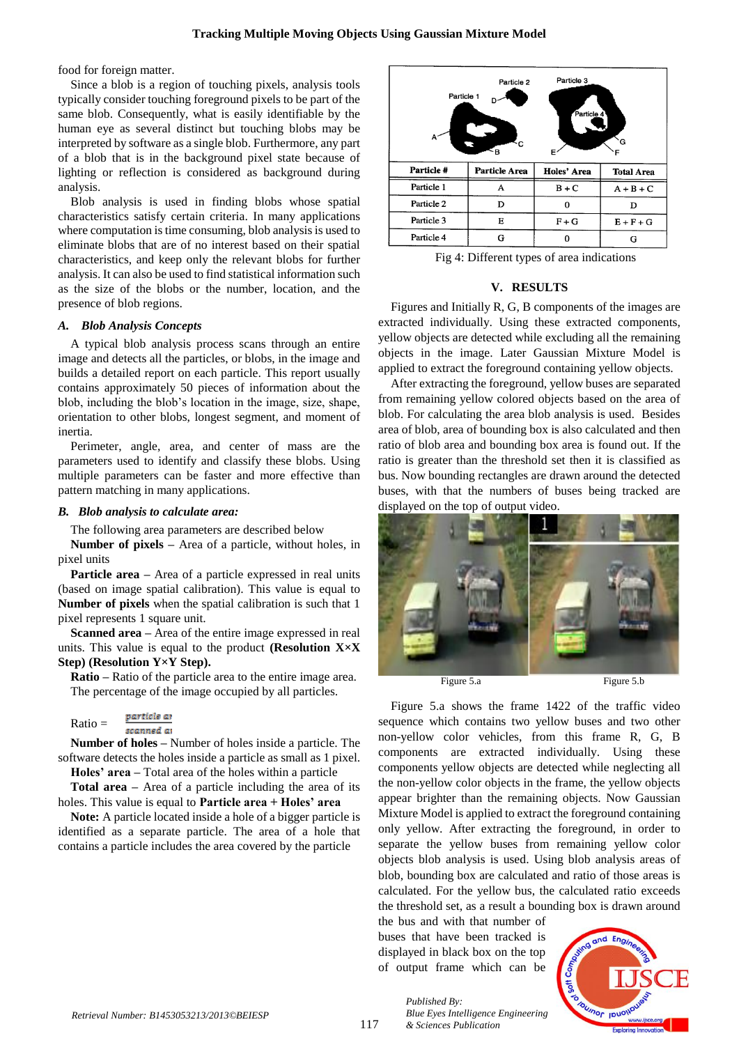food for foreign matter.

Since a blob is a region of touching pixels, analysis tools typically consider touching foreground pixels to be part of the same blob. Consequently, what is easily identifiable by the human eye as several distinct but touching blobs may be interpreted by software as a single blob. Furthermore, any part of a blob that is in the background pixel state because of lighting or reflection is considered as background during analysis.

Blob analysis is used in finding blobs whose spatial characteristics satisfy certain criteria. In many applications where computation is time consuming, blob analysis is used to eliminate blobs that are of no interest based on their spatial characteristics, and keep only the relevant blobs for further analysis. It can also be used to find statistical information such as the size of the blobs or the number, location, and the presence of blob regions.

### *A. Blob Analysis Concepts*

A typical blob analysis process scans through an entire image and detects all the particles, or blobs, in the image and builds a detailed report on each particle. This report usually contains approximately 50 pieces of information about the blob, including the blob's location in the image, size, shape, orientation to other blobs, longest segment, and moment of inertia.

Perimeter, angle, area, and center of mass are the parameters used to identify and classify these blobs. Using multiple parameters can be faster and more effective than pattern matching in many applications.

### *B. Blob analysis to calculate area:*

The following area parameters are described below

**Number of pixels** – Area of a particle, without holes, in pixel units

**Particle area** – Area of a particle expressed in real units (based on image spatial calibration). This value is equal to **Number of pixels** when the spatial calibration is such that 1 pixel represents 1 square unit.

**Scanned area** – Area of the entire image expressed in real units. This value is equal to the product **(Resolution X×X Step) (Resolution Y×Y Step).**

**Ratio** – Ratio of the particle area to the entire image area. The percentage of the image occupied by all particles.

$$\text{Ratio} = \frac{\text{particle area}}{\text{scanned area}}$$

**Number of holes** – Number of holes inside a particle. The software detects the holes inside a particle as small as 1 pixel.

**Holes' area** – Total area of the holes within a particle

**Total area** – Area of a particle including the area of its holes. This value is equal to **Particle area + Holes' area**

**Note:** A particle located inside a hole of a bigger particle is identified as a separate particle. The area of a hole that contains a particle includes the area covered by the particle

| Particle # | Particle Area | Holes' Area | Total Area |
|---|---|---|---|
| Particle 1 | A | B + C | A + B + C |
| Particle 2 | D | 0 | D |
| Particle 3 | E | F + G | E + F + G |
| Particle 4 | G | 0 | G |

Fig 4: Different types of area indications

## V. RESULTS

Figures and Initially R, G, B components of the images are extracted individually. Using these extracted components, yellow objects are detected while excluding all the remaining objects in the image. Later Gaussian Mixture Model is applied to extract the foreground containing yellow objects.

After extracting the foreground, yellow buses are separated from remaining yellow colored objects based on the area of blob. For calculating the area blob analysis is used. Besides area of blob, area of bounding box is also calculated and then ratio of blob area and bounding box area is found out. If the ratio is greater than the threshold set then it is classified as bus. Now bounding rectangles are drawn around the detected buses, with that the numbers of buses being tracked are displayed on the top of output video.

Figure 5.a Figure 5.b

Figure 5.a shows the frame 1422 of the traffic video sequence which contains two yellow buses and two other non-yellow color vehicles, from this frame R, G, B components are extracted individually. Using these components yellow objects are detected while neglecting all the non-yellow color objects in the frame, the yellow objects appear brighter than the remaining objects. Now Gaussian Mixture Model is applied to extract the foreground containing only yellow. After extracting the foreground, in order to separate the yellow buses from remaining yellow color objects blob analysis is used. Using blob analysis areas of blob, bounding box are calculated and ratio of those areas is calculated. For the yellow bus, the calculated ratio exceeds the threshold set, as a result a bounding box is drawn around the bus and with that number of buses that have been tracked is displayed in black box on the top of output frame which can be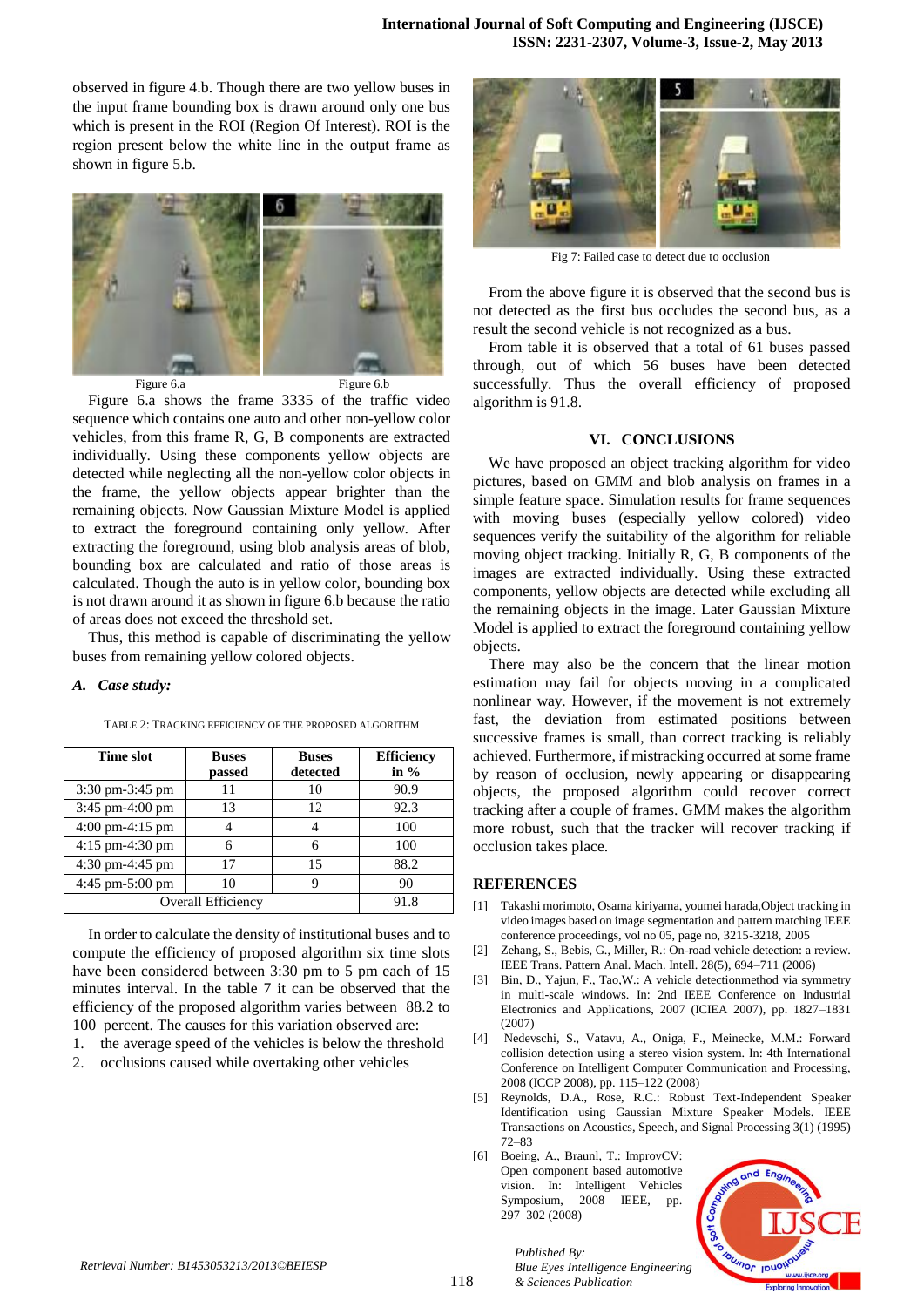observed in figure 4.b. Though there are two yellow buses in the input frame bounding box is drawn around only one bus which is present in the ROI (Region Of Interest). ROI is the region present below the white line in the output frame as shown in figure 5.b.

Figure 6.a Figure 6.b

Figure 6.a shows the frame 3335 of the traffic video sequence which contains one auto and other non-yellow color vehicles, from this frame R, G, B components are extracted individually. Using these components yellow objects are detected while neglecting all the non-yellow color objects in the frame, the yellow objects appear brighter than the remaining objects. Now Gaussian Mixture Model is applied to extract the foreground containing only yellow. After extracting the foreground, using blob analysis areas of blob, bounding box are calculated and ratio of those areas is calculated. Though the auto is in yellow color, bounding box is not drawn around it as shown in figure 6.b because the ratio of areas does not exceed the threshold set.

Thus, this method is capable of discriminating the yellow buses from remaining yellow colored objects.

### *A. Case study:*

TABLE 2: TRACKING EFFICIENCY OF THE PROPOSED ALGORITHM

| Time slot | Buses passed | Buses detected | Efficiency in % |
|---|---|---|---|
| 3:30 pm-3:45 pm | 11 | 10 | 90.9 |
| 3:45 pm-4:00 pm | 13 | 12 | 92.3 |
| 4:00 pm-4:15 pm | 4 | 4 | 100 |
| 4:15 pm-4:30 pm | 6 | 6 | 100 |
| 4:30 pm-4:45 pm | 17 | 15 | 88.2 |
| 4:45 pm-5:00 pm | 10 | 9 | 90 |
| Overall Efficiency | | | 91.8 |

In order to calculate the density of institutional buses and to compute the efficiency of proposed algorithm six time slots have been considered between 3:30 pm to 5 pm each of 15 minutes interval. In the table 7 it can be observed that the efficiency of the proposed algorithm varies between 88.2 to 100 percent. The causes for this variation observed are:

1. the average speed of the vehicles is below the threshold
2. occlusions caused while overtaking other vehicles

Fig 7: Failed case to detect due to occlusion

From the above figure it is observed that the second bus is not detected as the first bus occludes the second bus, as a result the second vehicle is not recognized as a bus.

From table it is observed that a total of 61 buses passed through, out of which 56 buses have been detected successfully. Thus the overall efficiency of proposed algorithm is 91.8.

## VI. CONCLUSIONS

We have proposed an object tracking algorithm for video pictures, based on GMM and blob analysis on frames in a simple feature space. Simulation results for frame sequences with moving buses (especially yellow colored) video sequences verify the suitability of the algorithm for reliable moving object tracking. Initially R, G, B components of the images are extracted individually. Using these extracted components, yellow objects are detected while excluding all the remaining objects in the image. Later Gaussian Mixture Model is applied to extract the foreground containing yellow objects.

There may also be the concern that the linear motion estimation may fail for objects moving in a complicated nonlinear way. However, if the movement is not extremely fast, the deviation from estimated positions between successive frames is small, than correct tracking is reliably achieved. Furthermore, if mistracking occurred at some frame by reason of occlusion, newly appearing or disappearing objects, the proposed algorithm could recover correct tracking after a couple of frames. GMM makes the algorithm more robust, such that the tracker will recover tracking if occlusion takes place.

## REFERENCES

[1] Takashi morimoto, Osama kiriyama, youmei harada,Object tracking in video images based on image segmentation and pattern matching IEEE conference proceedings, vol no 05, page no, 3215-3218, 2005

[2] Zehang, S., Bebis, G., Miller, R.: On-road vehicle detection: a review. IEEE Trans. Pattern Anal. Mach. Intell. 28(5), 694–711 (2006)

[3] Bin, D., Yajun, F., Tao,W.: A vehicle detectionmethod via symmetry in multi-scale windows. In: 2nd IEEE Conference on Industrial Electronics and Applications, 2007 (ICIEA 2007), pp. 1827–1831 (2007)

[4] Nedevschi, S., Vatavu, A., Oniga, F., Meinecke, M.M.: Forward collision detection using a stereo vision system. In: 4th International Conference on Intelligent Computer Communication and Processing, 2008 (ICCP 2008), pp. 115–122 (2008)

[5] Reynolds, D.A., Rose, R.C.: Robust Text-Independent Speaker Identification using Gaussian Mixture Speaker Models. IEEE Transactions on Acoustics, Speech, and Signal Processing 3(1) (1995) 72–83

[6] Boeing, A., Braunl, T.: ImprovCV: Open component based automotive vision. In: Intelligent Vehicles Symposium, 2008 IEEE, pp. 297–302 (2008)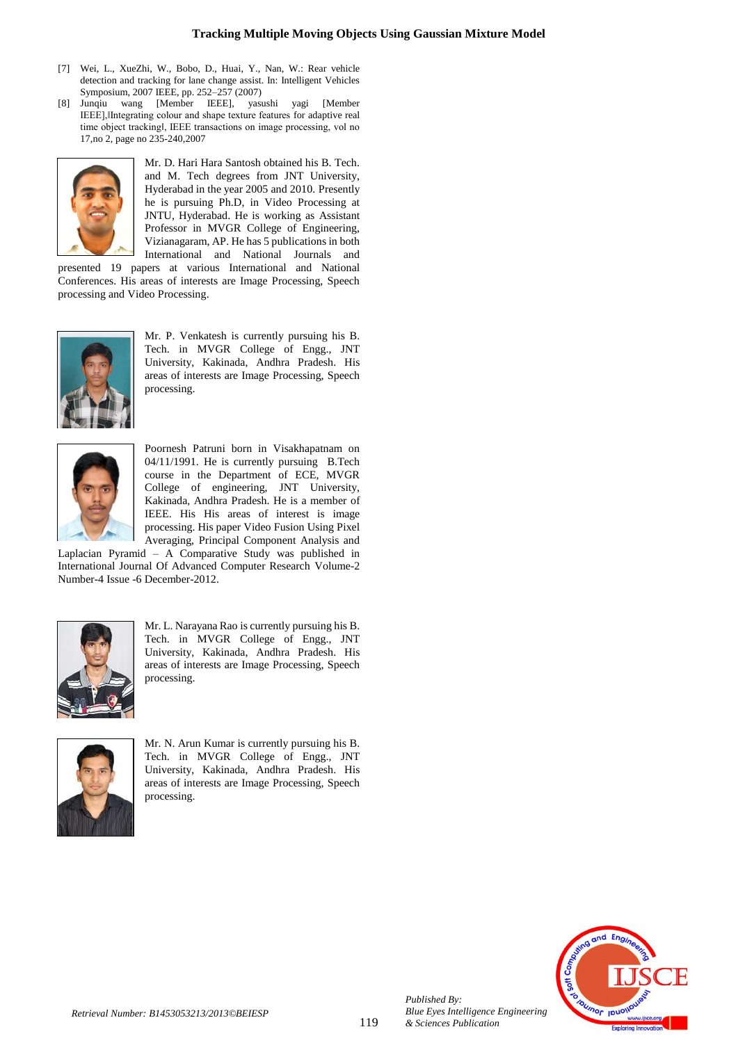[7] Wei, L., XueZhi, W., Bobo, D., Huai, Y., Nan, W.: Rear vehicle detection and tracking for lane change assist. In: Intelligent Vehicles Symposium, 2007 IEEE, pp. 252–257 (2007)

[8] Junqiu wang [Member IEEE], yasushi yagi [Member IEEE],‖Integrating colour and shape texture features for adaptive real time object tracking‖, IEEE transactions on image processing, vol no 17,no 2, page no 235-240,2007

Mr. D. Hari Hara Santosh obtained his B. Tech. and M. Tech degrees from JNT University, Hyderabad in the year 2005 and 2010. Presently he is pursuing Ph.D, in Video Processing at JNTU, Hyderabad. He is working as Assistant Professor in MVGR College of Engineering, Vizianagaram, AP. He has 5 publications in both International and National Journals and presented 19 papers at various International and National Conferences. His areas of interests are Image Processing, Speech processing and Video Processing.

Mr. P. Venkatesh is currently pursuing his B. Tech. in MVGR College of Engg., JNT University, Kakinada, Andhra Pradesh. His areas of interests are Image Processing, Speech processing.

Poornesh Patruni born in Visakhapatnam on 04/11/1991. He is currently pursuing B.Tech course in the Department of ECE, MVGR College of engineering, JNT University, Kakinada, Andhra Pradesh. He is a member of IEEE. His His areas of interest is image processing. His paper Video Fusion Using Pixel Averaging, Principal Component Analysis and Laplacian Pyramid – A Comparative Study was published in International Journal Of Advanced Computer Research Volume-2 Number-4 Issue -6 December-2012.

Mr. L. Narayana Rao is currently pursuing his B. Tech. in MVGR College of Engg., JNT University, Kakinada, Andhra Pradesh. His areas of interests are Image Processing, Speech processing.

Mr. N. Arun Kumar is currently pursuing his B. Tech. in MVGR College of Engg., JNT University, Kakinada, Andhra Pradesh. His areas of interests are Image Processing, Speech processing.